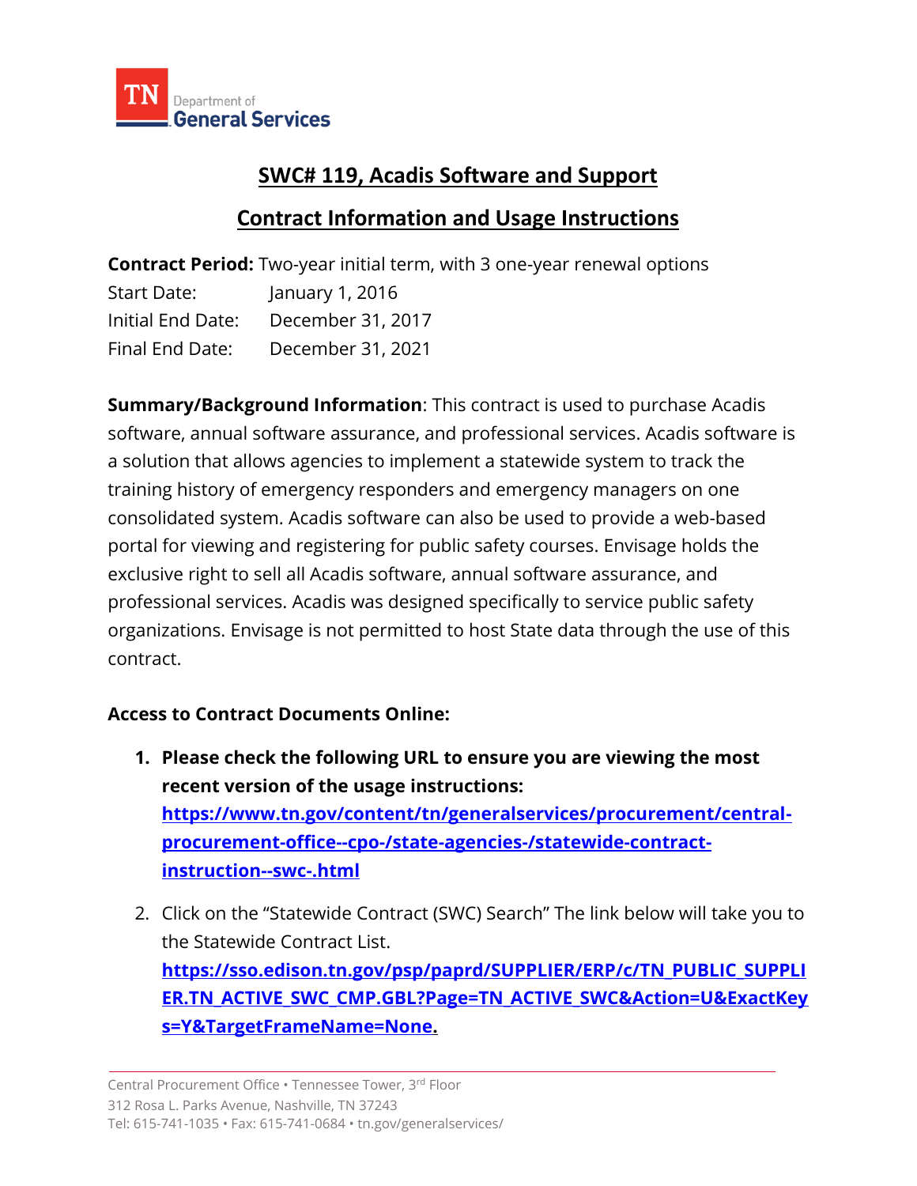Department of General Services

# SWC# 119, Acadis Software and Support

## Contract Information and Usage Instructions

**Contract Period:** Two-year initial term, with 3 one-year renewal options

Start Date: January 1, 2016

Initial End Date: December 31, 2017

Final End Date: December 31, 2021

**Summary/Background Information**: This contract is used to purchase Acadis software, annual software assurance, and professional services. Acadis software is a solution that allows agencies to implement a statewide system to track the training history of emergency responders and emergency managers on one consolidated system. Acadis software can also be used to provide a web-based portal for viewing and registering for public safety courses. Envisage holds the exclusive right to sell all Acadis software, annual software assurance, and professional services. Acadis was designed specifically to service public safety organizations. Envisage is not permitted to host State data through the use of this contract.

**Access to Contract Documents Online:**

1. **Please check the following URL to ensure you are viewing the most recent version of the usage instructions:** **https://www.tn.gov/content/tn/generalservices/procurement/central-procurement-office--cpo-/state-agencies-/statewide-contract-instruction--swc-.html**
2. Click on the "Statewide Contract (SWC) Search" The link below will take you to the Statewide Contract List. **https://sso.edison.tn.gov/psp/paprd/SUPPLIER/ERP/c/TN_PUBLIC_SUPPLIER.TN_ACTIVE_SWC_CMP.GBL?Page=TN_ACTIVE_SWC&Action=U&ExactKeys=Y&TargetFrameName=None.**

Central Procurement Office • Tennessee Tower, 3rd Floor
312 Rosa L. Parks Avenue, Nashville, TN 37243
Tel: 615-741-1035 • Fax: 615-741-0684 • tn.gov/generalservices/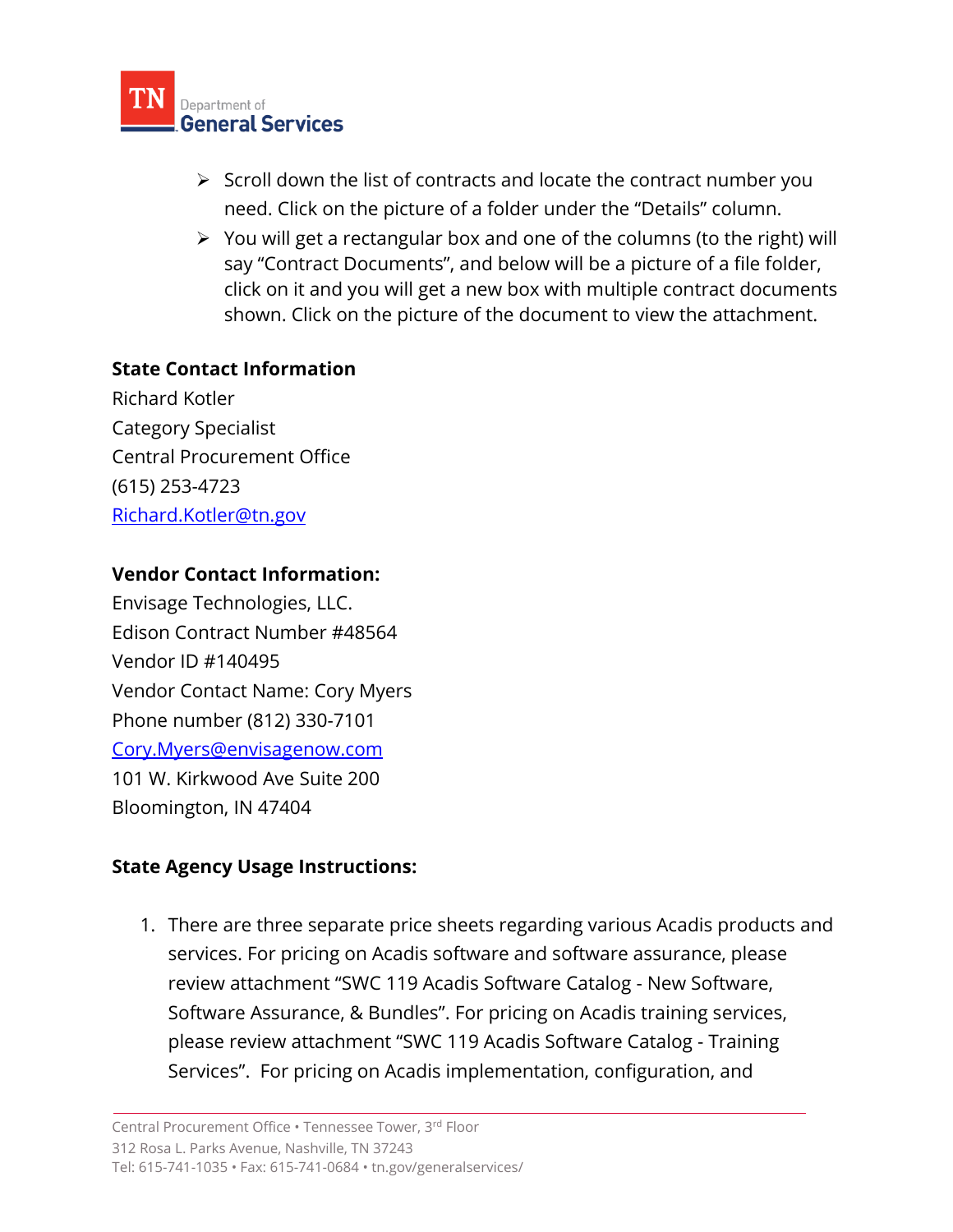- Scroll down the list of contracts and locate the contract number you need. Click on the picture of a folder under the “Details” column.
- You will get a rectangular box and one of the columns (to the right) will say “Contract Documents”, and below will be a picture of a file folder, click on it and you will get a new box with multiple contract documents shown. Click on the picture of the document to view the attachment.

**State Contact Information**

Richard Kotler
Category Specialist
Central Procurement Office
(615) 253-4723
Richard.Kotler@tn.gov

**Vendor Contact Information:**

Envisage Technologies, LLC.
Edison Contract Number #48564
Vendor ID #140495
Vendor Contact Name: Cory Myers
Phone number (812) 330-7101
Cory.Myers@envisagenow.com
101 W. Kirkwood Ave Suite 200
Bloomington, IN 47404

**State Agency Usage Instructions:**

1. There are three separate price sheets regarding various Acadis products and services. For pricing on Acadis software and software assurance, please review attachment “SWC 119 Acadis Software Catalog - New Software, Software Assurance, & Bundles”. For pricing on Acadis training services, please review attachment “SWC 119 Acadis Software Catalog - Training Services”. For pricing on Acadis implementation, configuration, and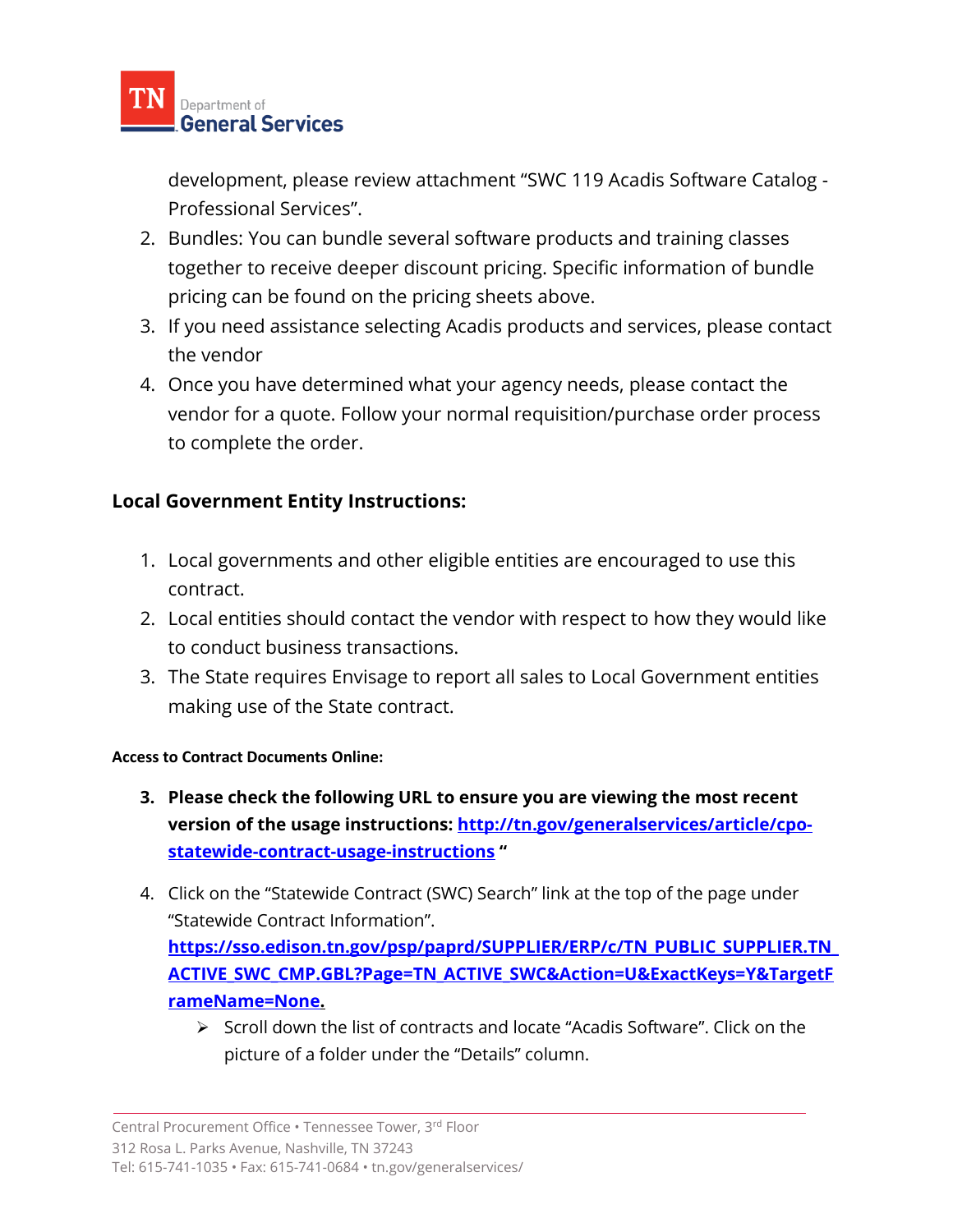development, please review attachment “SWC 119 Acadis Software Catalog - Professional Services”.

2. Bundles: You can bundle several software products and training classes together to receive deeper discount pricing. Specific information of bundle pricing can be found on the pricing sheets above.
3. If you need assistance selecting Acadis products and services, please contact the vendor
4. Once you have determined what your agency needs, please contact the vendor for a quote. Follow your normal requisition/purchase order process to complete the order.

### Local Government Entity Instructions:

1. Local governments and other eligible entities are encouraged to use this contract.
2. Local entities should contact the vendor with respect to how they would like to conduct business transactions.
3. The State requires Envisage to report all sales to Local Government entities making use of the State contract.

#### Access to Contract Documents Online:

3. **Please check the following URL to ensure you are viewing the most recent version of the usage instructions: [http://tn.gov/generalservices/article/cpo-statewide-contract-usage-instructions](http://tn.gov/generalservices/article/cpo-statewide-contract-usage-instructions) “**
4. Click on the “Statewide Contract (SWC) Search” link at the top of the page under “Statewide Contract Information”. **[https://sso.edison.tn.gov/psp/paprd/SUPPLIER/ERP/c/TN_PUBLIC_SUPPLIER.TN_ACTIVE_SWC_CMP.GBL?Page=TN_ACTIVE_SWC&Action=U&ExactKeys=Y&TargetFrameName=None.](https://sso.edison.tn.gov/psp/paprd/SUPPLIER/ERP/c/TN_PUBLIC_SUPPLIER.TN_ACTIVE_SWC_CMP.GBL?Page=TN_ACTIVE_SWC&Action=U&ExactKeys=Y&TargetFrameName=None)**
   - Scroll down the list of contracts and locate “Acadis Software”. Click on the picture of a folder under the “Details” column.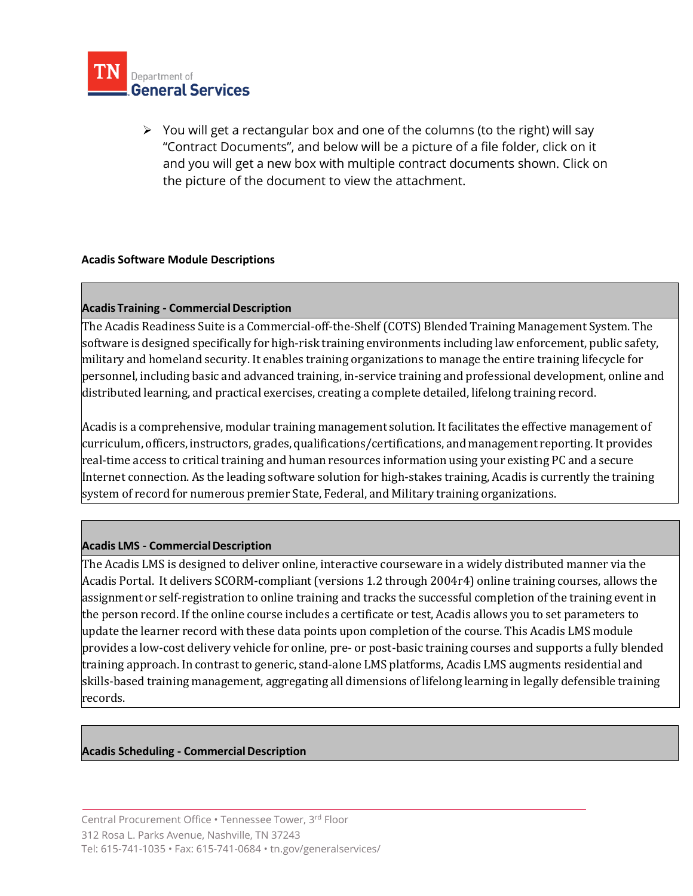- You will get a rectangular box and one of the columns (to the right) will say "Contract Documents", and below will be a picture of a file folder, click on it and you will get a new box with multiple contract documents shown. Click on the picture of the document to view the attachment.

**Acadis Software Module Descriptions**

| **Acadis Training - Commercial Description** |
|---|
| The Acadis Readiness Suite is a Commercial-off-the-Shelf (COTS) Blended Training Management System. The software is designed specifically for high-risk training environments including law enforcement, public safety, military and homeland security. It enables training organizations to manage the entire training lifecycle for personnel, including basic and advanced training, in-service training and professional development, online and distributed learning, and practical exercises, creating a complete detailed, lifelong training record.<br><br>Acadis is a comprehensive, modular training management solution. It facilitates the effective management of curriculum, officers, instructors, grades, qualifications/certifications, and management reporting. It provides real-time access to critical training and human resources information using your existing PC and a secure Internet connection. As the leading software solution for high-stakes training, Acadis is currently the training system of record for numerous premier State, Federal, and Military training organizations. |

| **Acadis LMS - Commercial Description** |
|---|
| The Acadis LMS is designed to deliver online, interactive courseware in a widely distributed manner via the Acadis Portal. It delivers SCORM-compliant (versions 1.2 through 2004r4) online training courses, allows the assignment or self-registration to online training and tracks the successful completion of the training event in the person record. If the online course includes a certificate or test, Acadis allows you to set parameters to update the learner record with these data points upon completion of the course. This Acadis LMS module provides a low-cost delivery vehicle for online, pre- or post-basic training courses and supports a fully blended training approach. In contrast to generic, stand-alone LMS platforms, Acadis LMS augments residential and skills-based training management, aggregating all dimensions of lifelong learning in legally defensible training records. |

| **Acadis Scheduling - Commercial Description** |
|---|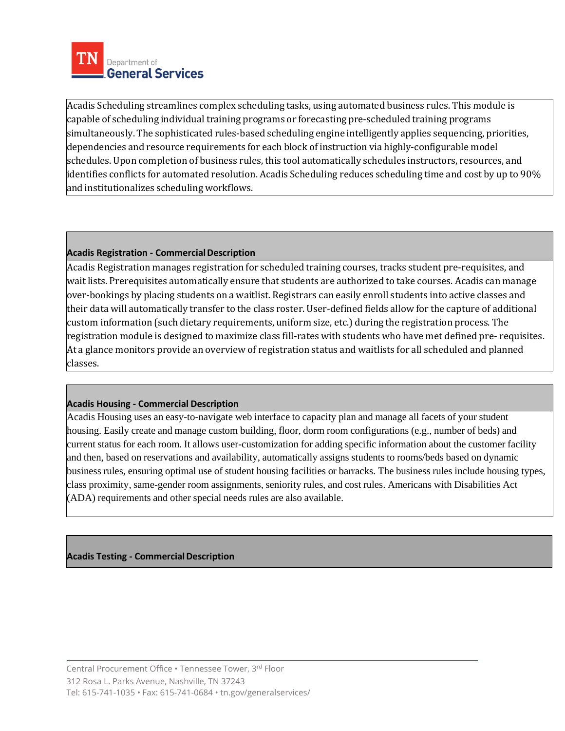Acadis Scheduling streamlines complex scheduling tasks, using automated business rules. This module is capable of scheduling individual training programs or forecasting pre-scheduled training programs simultaneously. The sophisticated rules-based scheduling engine intelligently applies sequencing, priorities, dependencies and resource requirements for each block of instruction via highly-configurable model schedules. Upon completion of business rules, this tool automatically schedules instructors, resources, and identifies conflicts for automated resolution. Acadis Scheduling reduces scheduling time and cost by up to 90% and institutionalizes scheduling workflows.

**Acadis Registration - Commercial Description**

Acadis Registration manages registration for scheduled training courses, tracks student pre-requisites, and wait lists. Prerequisites automatically ensure that students are authorized to take courses. Acadis can manage over-bookings by placing students on a waitlist. Registrars can easily enroll students into active classes and their data will automatically transfer to the class roster. User-defined fields allow for the capture of additional custom information (such dietary requirements, uniform size, etc.) during the registration process. The registration module is designed to maximize class fill-rates with students who have met defined pre- requisites. At a glance monitors provide an overview of registration status and waitlists for all scheduled and planned classes.

**Acadis Housing - Commercial Description**

Acadis Housing uses an easy-to-navigate web interface to capacity plan and manage all facets of your student housing. Easily create and manage custom building, floor, dorm room configurations (e.g., number of beds) and current status for each room. It allows user-customization for adding specific information about the customer facility and then, based on reservations and availability, automatically assigns students to rooms/beds based on dynamic business rules, ensuring optimal use of student housing facilities or barracks. The business rules include housing types, class proximity, same-gender room assignments, seniority rules, and cost rules. Americans with Disabilities Act (ADA) requirements and other special needs rules are also available.

**Acadis Testing - Commercial Description**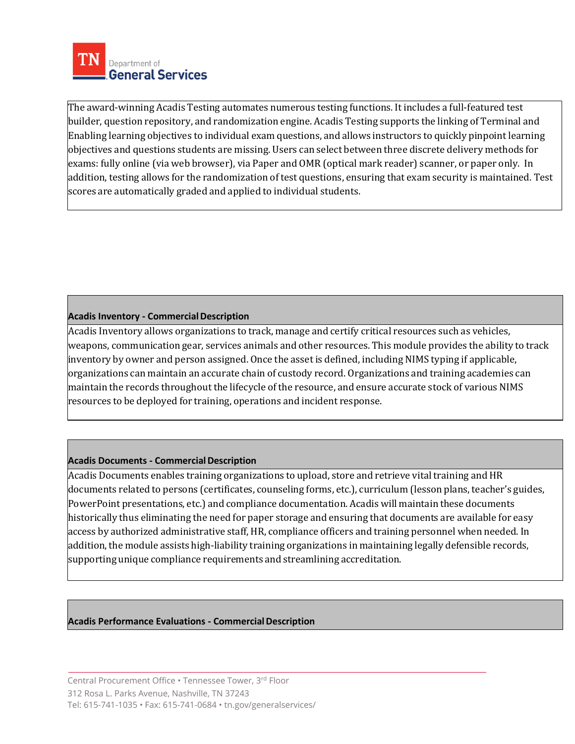The award-winning Acadis Testing automates numerous testing functions. It includes a full-featured test builder, question repository, and randomization engine. Acadis Testing supports the linking of Terminal and Enabling learning objectives to individual exam questions, and allows instructors to quickly pinpoint learning objectives and questions students are missing. Users can select between three discrete delivery methods for exams: fully online (via web browser), via Paper and OMR (optical mark reader) scanner, or paper only. In addition, testing allows for the randomization of test questions, ensuring that exam security is maintained. Test scores are automatically graded and applied to individual students.

**Acadis Inventory - Commercial Description**

Acadis Inventory allows organizations to track, manage and certify critical resources such as vehicles, weapons, communication gear, services animals and other resources. This module provides the ability to track inventory by owner and person assigned. Once the asset is defined, including NIMS typing if applicable, organizations can maintain an accurate chain of custody record. Organizations and training academies can maintain the records throughout the lifecycle of the resource, and ensure accurate stock of various NIMS resources to be deployed for training, operations and incident response.

**Acadis Documents - Commercial Description**

Acadis Documents enables training organizations to upload, store and retrieve vital training and HR documents related to persons (certificates, counseling forms, etc.), curriculum (lesson plans, teacher's guides, PowerPoint presentations, etc.) and compliance documentation. Acadis will maintain these documents historically thus eliminating the need for paper storage and ensuring that documents are available for easy access by authorized administrative staff, HR, compliance officers and training personnel when needed. In addition, the module assists high-liability training organizations in maintaining legally defensible records, supporting unique compliance requirements and streamlining accreditation.

**Acadis Performance Evaluations - Commercial Description**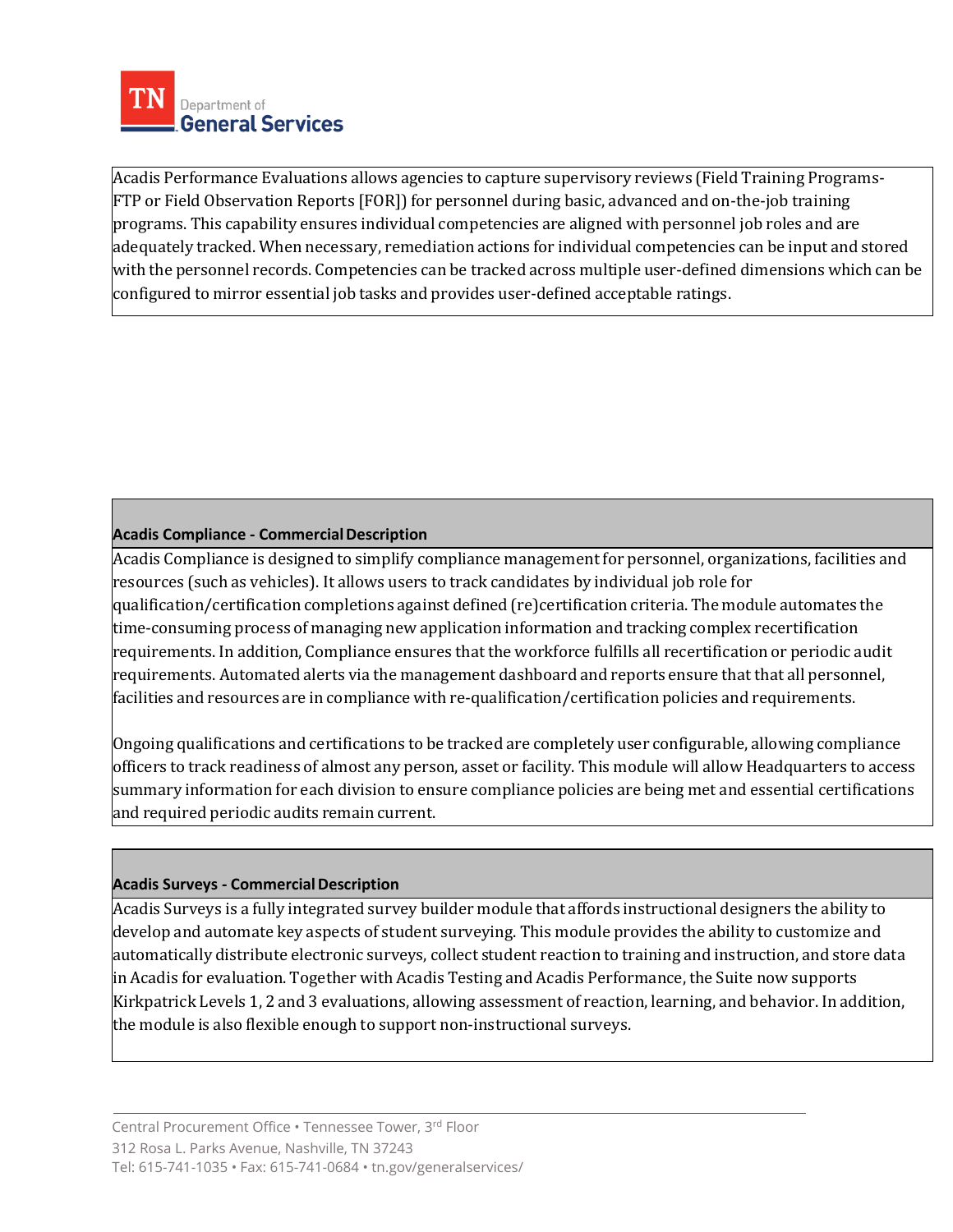Acadis Performance Evaluations allows agencies to capture supervisory reviews (Field Training Programs-FTP or Field Observation Reports [FOR]) for personnel during basic, advanced and on-the-job training programs. This capability ensures individual competencies are aligned with personnel job roles and are adequately tracked. When necessary, remediation actions for individual competencies can be input and stored with the personnel records. Competencies can be tracked across multiple user-defined dimensions which can be configured to mirror essential job tasks and provides user-defined acceptable ratings.

**Acadis Compliance - Commercial Description**

Acadis Compliance is designed to simplify compliance management for personnel, organizations, facilities and resources (such as vehicles). It allows users to track candidates by individual job role for qualification/certification completions against defined (re)certification criteria. The module automates the time-consuming process of managing new application information and tracking complex recertification requirements. In addition, Compliance ensures that the workforce fulfills all recertification or periodic audit requirements. Automated alerts via the management dashboard and reports ensure that that all personnel, facilities and resources are in compliance with re-qualification/certification policies and requirements.

Ongoing qualifications and certifications to be tracked are completely user configurable, allowing compliance officers to track readiness of almost any person, asset or facility. This module will allow Headquarters to access summary information for each division to ensure compliance policies are being met and essential certifications and required periodic audits remain current.

**Acadis Surveys - Commercial Description**

Acadis Surveys is a fully integrated survey builder module that affords instructional designers the ability to develop and automate key aspects of student surveying. This module provides the ability to customize and automatically distribute electronic surveys, collect student reaction to training and instruction, and store data in Acadis for evaluation. Together with Acadis Testing and Acadis Performance, the Suite now supports Kirkpatrick Levels 1, 2 and 3 evaluations, allowing assessment of reaction, learning, and behavior. In addition, the module is also flexible enough to support non-instructional surveys.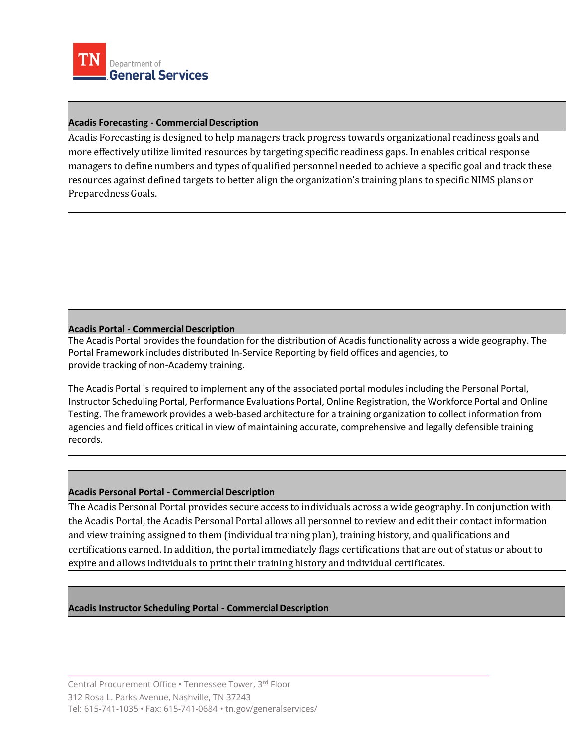### Acadis Forecasting - Commercial Description

Acadis Forecasting is designed to help managers track progress towards organizational readiness goals and more effectively utilize limited resources by targeting specific readiness gaps. In enables critical response managers to define numbers and types of qualified personnel needed to achieve a specific goal and track these resources against defined targets to better align the organization's training plans to specific NIMS plans or Preparedness Goals.

### Acadis Portal - Commercial Description

The Acadis Portal provides the foundation for the distribution of Acadis functionality across a wide geography. The Portal Framework includes distributed In-Service Reporting by field offices and agencies, to provide tracking of non-Academy training.

The Acadis Portal is required to implement any of the associated portal modules including the Personal Portal, Instructor Scheduling Portal, Performance Evaluations Portal, Online Registration, the Workforce Portal and Online Testing. The framework provides a web-based architecture for a training organization to collect information from agencies and field offices critical in view of maintaining accurate, comprehensive and legally defensible training records.

### Acadis Personal Portal - Commercial Description

The Acadis Personal Portal provides secure access to individuals across a wide geography. In conjunction with the Acadis Portal, the Acadis Personal Portal allows all personnel to review and edit their contact information and view training assigned to them (individual training plan), training history, and qualifications and certifications earned. In addition, the portal immediately flags certifications that are out of status or about to expire and allows individuals to print their training history and individual certificates.

### Acadis Instructor Scheduling Portal - Commercial Description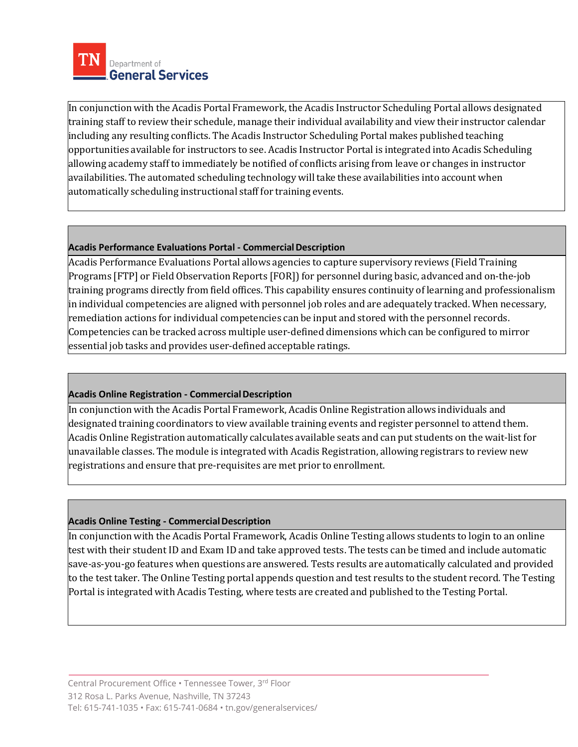In conjunction with the Acadis Portal Framework, the Acadis Instructor Scheduling Portal allows designated training staff to review their schedule, manage their individual availability and view their instructor calendar including any resulting conflicts. The Acadis Instructor Scheduling Portal makes published teaching opportunities available for instructors to see. Acadis Instructor Portal is integrated into Acadis Scheduling allowing academy staff to immediately be notified of conflicts arising from leave or changes in instructor availabilities. The automated scheduling technology will take these availabilities into account when automatically scheduling instructional staff for training events.

**Acadis Performance Evaluations Portal - Commercial Description**

Acadis Performance Evaluations Portal allows agencies to capture supervisory reviews (Field Training Programs [FTP] or Field Observation Reports [FOR]) for personnel during basic, advanced and on-the-job training programs directly from field offices. This capability ensures continuity of learning and professionalism in individual competencies are aligned with personnel job roles and are adequately tracked. When necessary, remediation actions for individual competencies can be input and stored with the personnel records. Competencies can be tracked across multiple user-defined dimensions which can be configured to mirror essential job tasks and provides user-defined acceptable ratings.

**Acadis Online Registration - Commercial Description**

In conjunction with the Acadis Portal Framework, Acadis Online Registration allows individuals and designated training coordinators to view available training events and register personnel to attend them. Acadis Online Registration automatically calculates available seats and can put students on the wait-list for unavailable classes. The module is integrated with Acadis Registration, allowing registrars to review new registrations and ensure that pre-requisites are met prior to enrollment.

**Acadis Online Testing - Commercial Description**

In conjunction with the Acadis Portal Framework, Acadis Online Testing allows students to login to an online test with their student ID and Exam ID and take approved tests. The tests can be timed and include automatic save-as-you-go features when questions are answered. Tests results are automatically calculated and provided to the test taker. The Online Testing portal appends question and test results to the student record. The Testing Portal is integrated with Acadis Testing, where tests are created and published to the Testing Portal.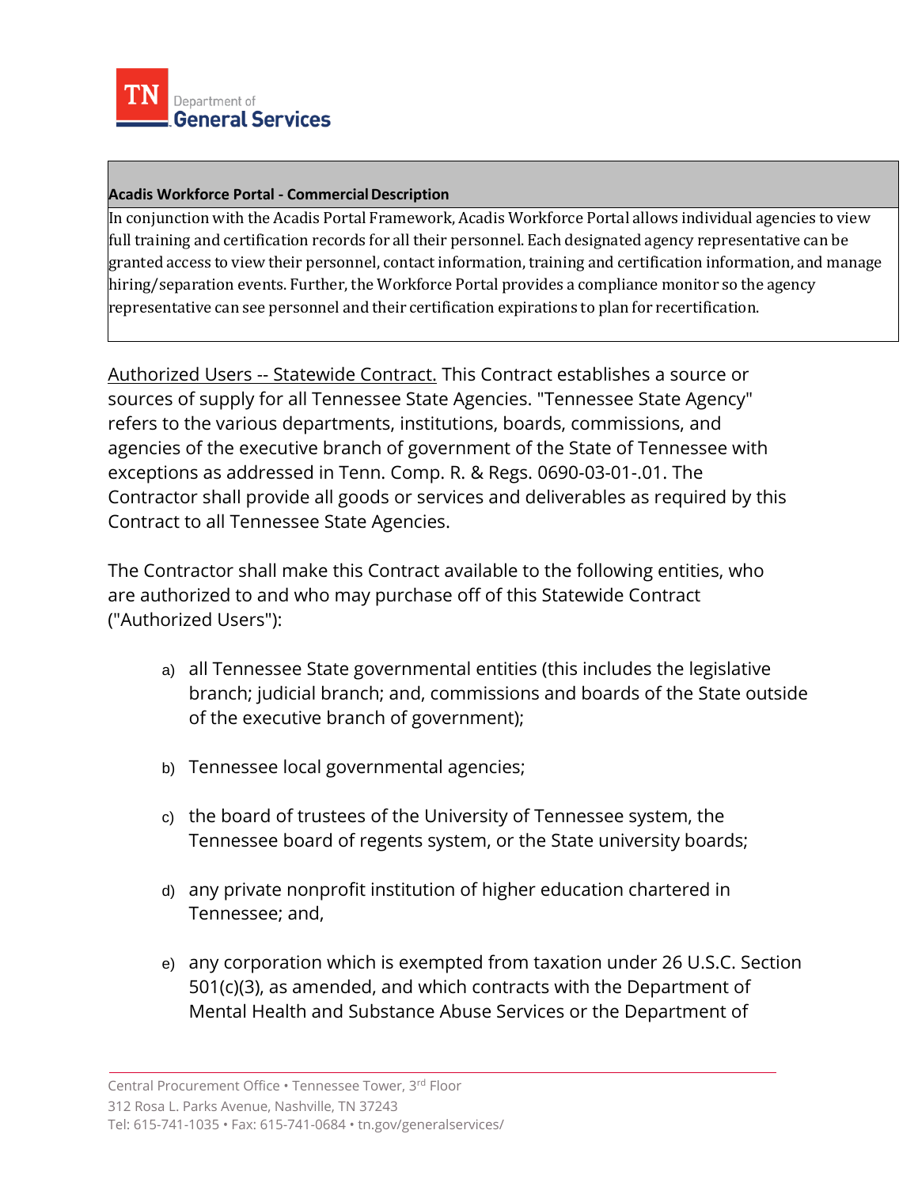| Acadis Workforce Portal - Commercial Description |
| --- |
| In conjunction with the Acadis Portal Framework, Acadis Workforce Portal allows individual agencies to view full training and certification records for all their personnel. Each designated agency representative can be granted access to view their personnel, contact information, training and certification information, and manage hiring/separation events. Further, the Workforce Portal provides a compliance monitor so the agency representative can see personnel and their certification expirations to plan for recertification. |

Authorized Users -- Statewide Contract. This Contract establishes a source or sources of supply for all Tennessee State Agencies. "Tennessee State Agency" refers to the various departments, institutions, boards, commissions, and agencies of the executive branch of government of the State of Tennessee with exceptions as addressed in Tenn. Comp. R. & Regs. 0690-03-01-.01. The Contractor shall provide all goods or services and deliverables as required by this Contract to all Tennessee State Agencies.

The Contractor shall make this Contract available to the following entities, who are authorized to and who may purchase off of this Statewide Contract ("Authorized Users"):

a) all Tennessee State governmental entities (this includes the legislative branch; judicial branch; and, commissions and boards of the State outside of the executive branch of government);

b) Tennessee local governmental agencies;

c) the board of trustees of the University of Tennessee system, the Tennessee board of regents system, or the State university boards;

d) any private nonprofit institution of higher education chartered in Tennessee; and,

e) any corporation which is exempted from taxation under 26 U.S.C. Section 501(c)(3), as amended, and which contracts with the Department of Mental Health and Substance Abuse Services or the Department of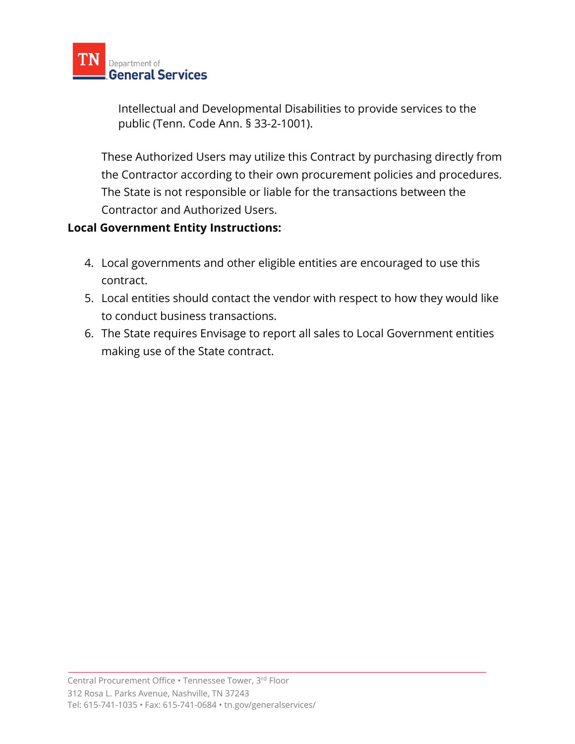Intellectual and Developmental Disabilities to provide services to the public (Tenn. Code Ann. § 33-2-1001).

These Authorized Users may utilize this Contract by purchasing directly from the Contractor according to their own procurement policies and procedures. The State is not responsible or liable for the transactions between the Contractor and Authorized Users.

**Local Government Entity Instructions:**

4. Local governments and other eligible entities are encouraged to use this contract.
5. Local entities should contact the vendor with respect to how they would like to conduct business transactions.
6. The State requires Envisage to report all sales to Local Government entities making use of the State contract.